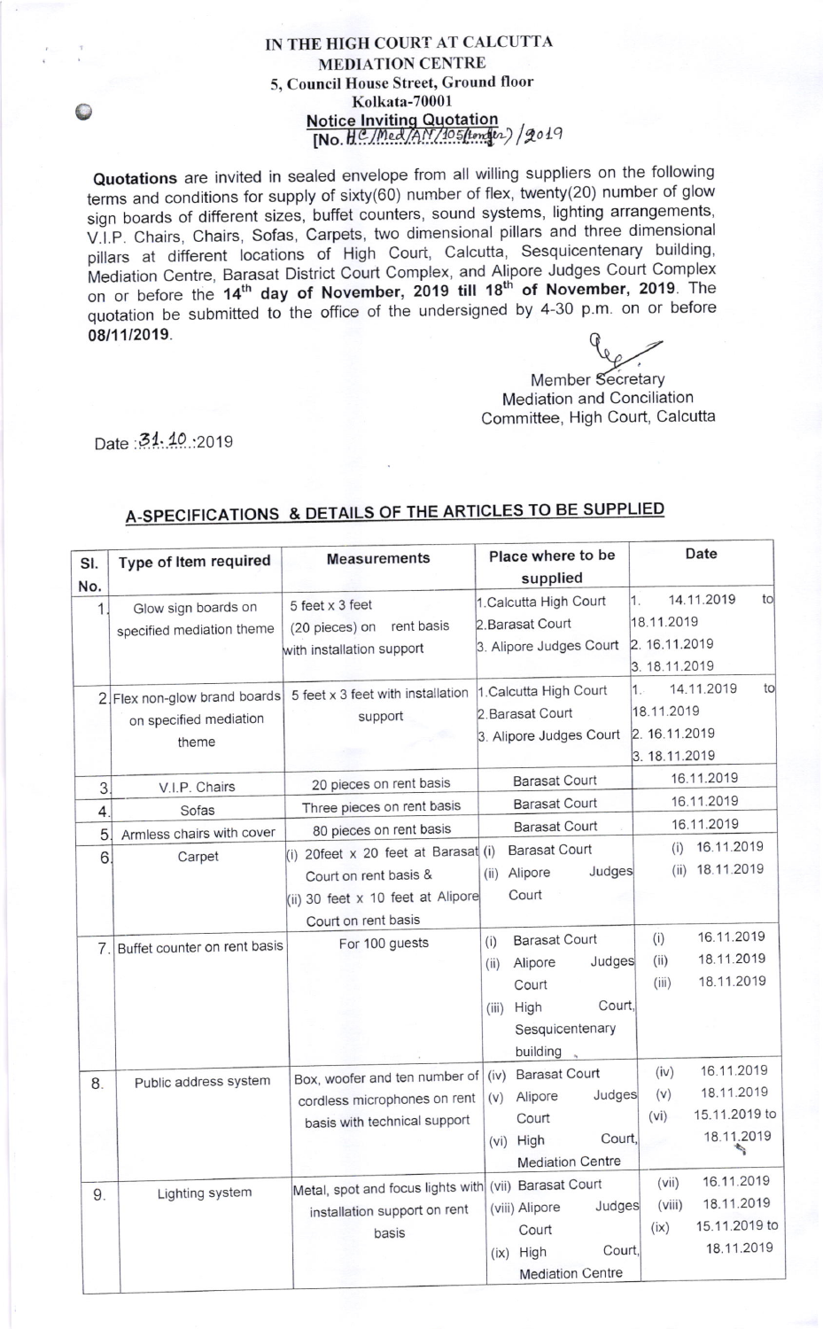**IN THE HIGH COURT AT CALCUTTA**
**MEDIATION CENTRE**
**5, Council House Street, Ground floor**
**Kolkata-70001**

**Notice Inviting Quotation**
**[No. HC/Med/AN/105(tender)/2019**

**Quotations** are invited in sealed envelope from all willing suppliers on the following terms and conditions for supply of sixty(60) number of flex, twenty(20) number of glow sign boards of different sizes, buffet counters, sound systems, lighting arrangements, V.I.P. Chairs, Chairs, Sofas, Carpets, two dimensional pillars and three dimensional pillars at different locations of High Court, Calcutta, Sesquicentenary building, Mediation Centre, Barasat District Court Complex, and Alipore Judges Court Complex on or before the **14th day of November, 2019 till 18th of November, 2019**. The quotation be submitted to the office of the undersigned by 4-30 p.m. on or before **08/11/2019**.

Member Secretary
Mediation and Conciliation
Committee, High Court, Calcutta

Date :31.10.2019

## A-SPECIFICATIONS & DETAILS OF THE ARTICLES TO BE SUPPLIED

| Sl. No. | Type of Item required | Measurements | Place where to be supplied | Date |
|---|---|---|---|---|
| 1. | Glow sign boards on specified mediation theme | 5 feet x 3 feet (20 pieces) on rent basis with installation support | 1.Calcutta High Court<br>2.Barasat Court<br>3. Alipore Judges Court | 1. 14.11.2019 to 18.11.2019<br>2. 16.11.2019<br>3. 18.11.2019 |
| 2. | Flex non-glow brand boards on specified mediation theme | 5 feet x 3 feet with installation support | 1.Calcutta High Court<br>2.Barasat Court<br>3. Alipore Judges Court | 1. 14.11.2019 to 18.11.2019<br>2. 16.11.2019<br>3. 18.11.2019 |
| 3. | V.I.P. Chairs | 20 pieces on rent basis | Barasat Court | 16.11.2019 |
| 4. | Sofas | Three pieces on rent basis | Barasat Court | 16.11.2019 |
| 5. | Armless chairs with cover | 80 pieces on rent basis | Barasat Court | 16.11.2019 |
| 6. | Carpet | (i) 20feet x 20 feet at Barasat Court on rent basis &<br>(ii) 30 feet x 10 feet at Alipore Court on rent basis | (i) Barasat Court<br>(ii) Alipore Judges Court | (i) 16.11.2019<br>(ii) 18.11.2019 |
| 7. | Buffet counter on rent basis | For 100 guests | (i) Barasat Court<br>(ii) Alipore Judges Court<br>(iii) High Court, Sesquicentenary building | (i) 16.11.2019<br>(ii) 18.11.2019<br>(iii) 18.11.2019 |
| 8. | Public address system | Box, woofer and ten number of cordless microphones on rent basis with technical support | (iv) Barasat Court<br>(v) Alipore Judges Court<br>(vi) High Court, Mediation Centre | (iv) 16.11.2019<br>(v) 18.11.2019<br>(vi) 15.11.2019 to 18.11.2019 |
| 9. | Lighting system | Metal, spot and focus lights with installation support on rent basis | (vii) Barasat Court<br>(viii) Alipore Judges Court<br>(ix) High Court, Mediation Centre | (vii) 16.11.2019<br>(viii) 18.11.2019<br>(ix) 15.11.2019 to 18.11.2019 |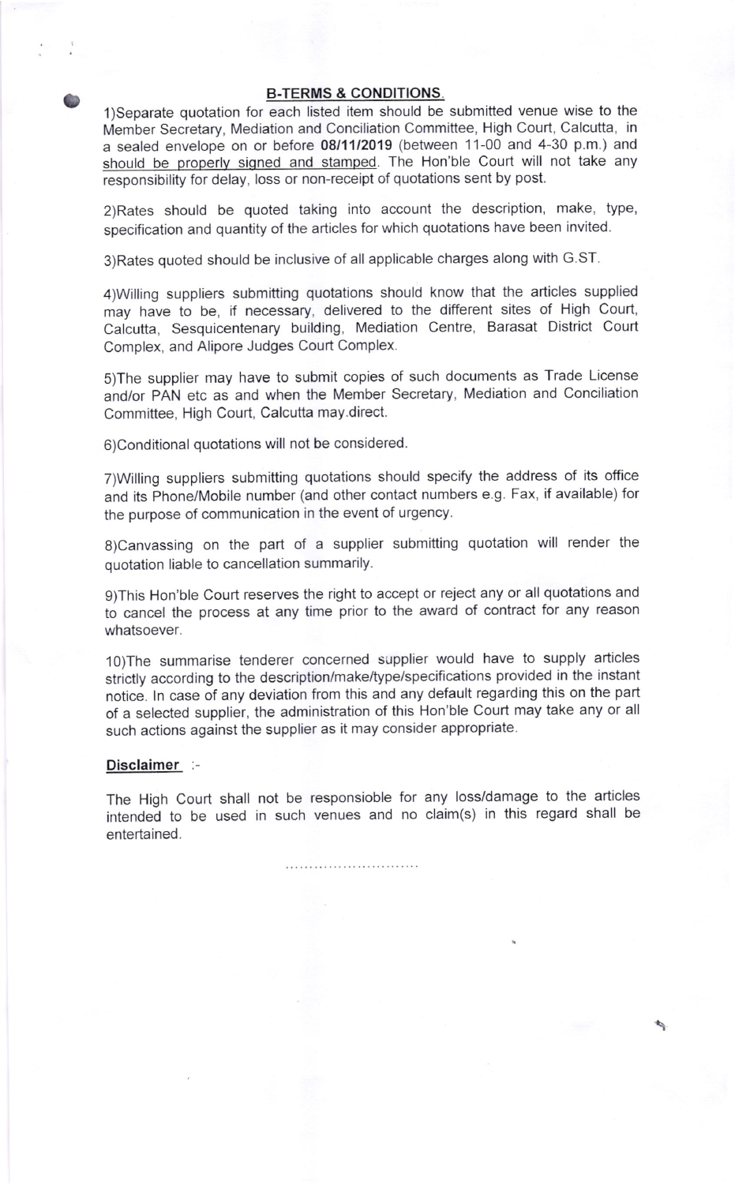## B-TERMS & CONDITIONS.

1)Separate quotation for each listed item should be submitted venue wise to the Member Secretary, Mediation and Conciliation Committee, High Court, Calcutta, in a sealed envelope on or before **08/11/2019** (between 11-00 and 4-30 p.m.) and should be properly signed and stamped. The Hon'ble Court will not take any responsibility for delay, loss or non-receipt of quotations sent by post.

2)Rates should be quoted taking into account the description, make, type, specification and quantity of the articles for which quotations have been invited.

3)Rates quoted should be inclusive of all applicable charges along with G.ST.

4)Willing suppliers submitting quotations should know that the articles supplied may have to be, if necessary, delivered to the different sites of High Court, Calcutta, Sesquicentenary building, Mediation Centre, Barasat District Court Complex, and Alipore Judges Court Complex.

5)The supplier may have to submit copies of such documents as Trade License and/or PAN etc as and when the Member Secretary, Mediation and Conciliation Committee, High Court, Calcutta may.direct.

6)Conditional quotations will not be considered.

7)Willing suppliers submitting quotations should specify the address of its office and its Phone/Mobile number (and other contact numbers e.g. Fax, if available) for the purpose of communication in the event of urgency.

8)Canvassing on the part of a supplier submitting quotation will render the quotation liable to cancellation summarily.

9)This Hon'ble Court reserves the right to accept or reject any or all quotations and to cancel the process at any time prior to the award of contract for any reason whatsoever.

10)The summarise tenderer concerned supplier would have to supply articles strictly according to the description/make/type/specifications provided in the instant notice. In case of any deviation from this and any default regarding this on the part of a selected supplier, the administration of this Hon'ble Court may take any or all such actions against the supplier as it may consider appropriate.

**Disclaimer** :-

The High Court shall not be responsioble for any loss/damage to the articles intended to be used in such venues and no claim(s) in this regard shall be entertained.

............................